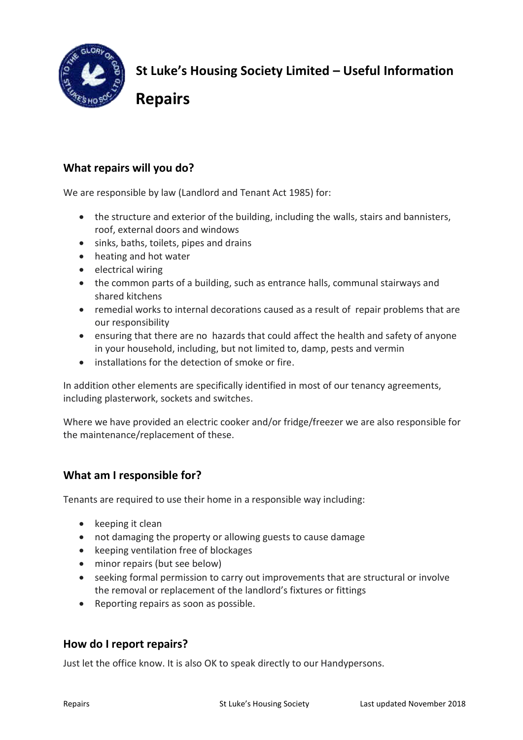# St Luke's Housing Society Limited – Useful Information

# Repairs

## What repairs will you do?

We are responsible by law (Landlord and Tenant Act 1985) for:

- the structure and exterior of the building, including the walls, stairs and bannisters, roof, external doors and windows
- sinks, baths, toilets, pipes and drains
- heating and hot water
- electrical wiring
- the common parts of a building, such as entrance halls, communal stairways and shared kitchens
- remedial works to internal decorations caused as a result of repair problems that are our responsibility
- ensuring that there are no hazards that could affect the health and safety of anyone in your household, including, but not limited to, damp, pests and vermin
- installations for the detection of smoke or fire.

In addition other elements are specifically identified in most of our tenancy agreements, including plasterwork, sockets and switches.

Where we have provided an electric cooker and/or fridge/freezer we are also responsible for the maintenance/replacement of these.

## What am I responsible for?

Tenants are required to use their home in a responsible way including:

- keeping it clean
- not damaging the property or allowing guests to cause damage
- keeping ventilation free of blockages
- minor repairs (but see below)
- seeking formal permission to carry out improvements that are structural or involve the removal or replacement of the landlord's fixtures or fittings
- Reporting repairs as soon as possible.

## How do I report repairs?

Just let the office know. It is also OK to speak directly to our Handypersons.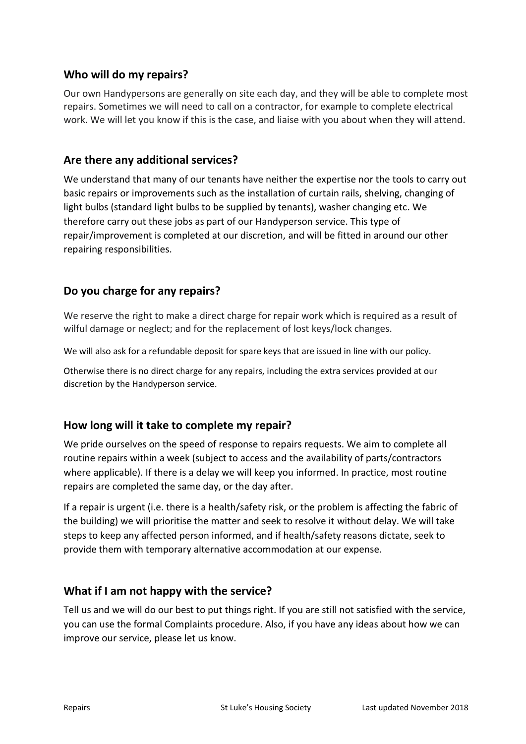## Who will do my repairs?

Our own Handypersons are generally on site each day, and they will be able to complete most repairs. Sometimes we will need to call on a contractor, for example to complete electrical work. We will let you know if this is the case, and liaise with you about when they will attend.

## Are there any additional services?

We understand that many of our tenants have neither the expertise nor the tools to carry out basic repairs or improvements such as the installation of curtain rails, shelving, changing of light bulbs (standard light bulbs to be supplied by tenants), washer changing etc. We therefore carry out these jobs as part of our Handyperson service. This type of repair/improvement is completed at our discretion, and will be fitted in around our other repairing responsibilities.

## Do you charge for any repairs?

We reserve the right to make a direct charge for repair work which is required as a result of wilful damage or neglect; and for the replacement of lost keys/lock changes.

We will also ask for a refundable deposit for spare keys that are issued in line with our policy.

Otherwise there is no direct charge for any repairs, including the extra services provided at our discretion by the Handyperson service.

## How long will it take to complete my repair?

We pride ourselves on the speed of response to repairs requests. We aim to complete all routine repairs within a week (subject to access and the availability of parts/contractors where applicable). If there is a delay we will keep you informed. In practice, most routine repairs are completed the same day, or the day after.

If a repair is urgent (i.e. there is a health/safety risk, or the problem is affecting the fabric of the building) we will prioritise the matter and seek to resolve it without delay. We will take steps to keep any affected person informed, and if health/safety reasons dictate, seek to provide them with temporary alternative accommodation at our expense.

## What if I am not happy with the service?

Tell us and we will do our best to put things right. If you are still not satisfied with the service, you can use the formal Complaints procedure. Also, if you have any ideas about how we can improve our service, please let us know.